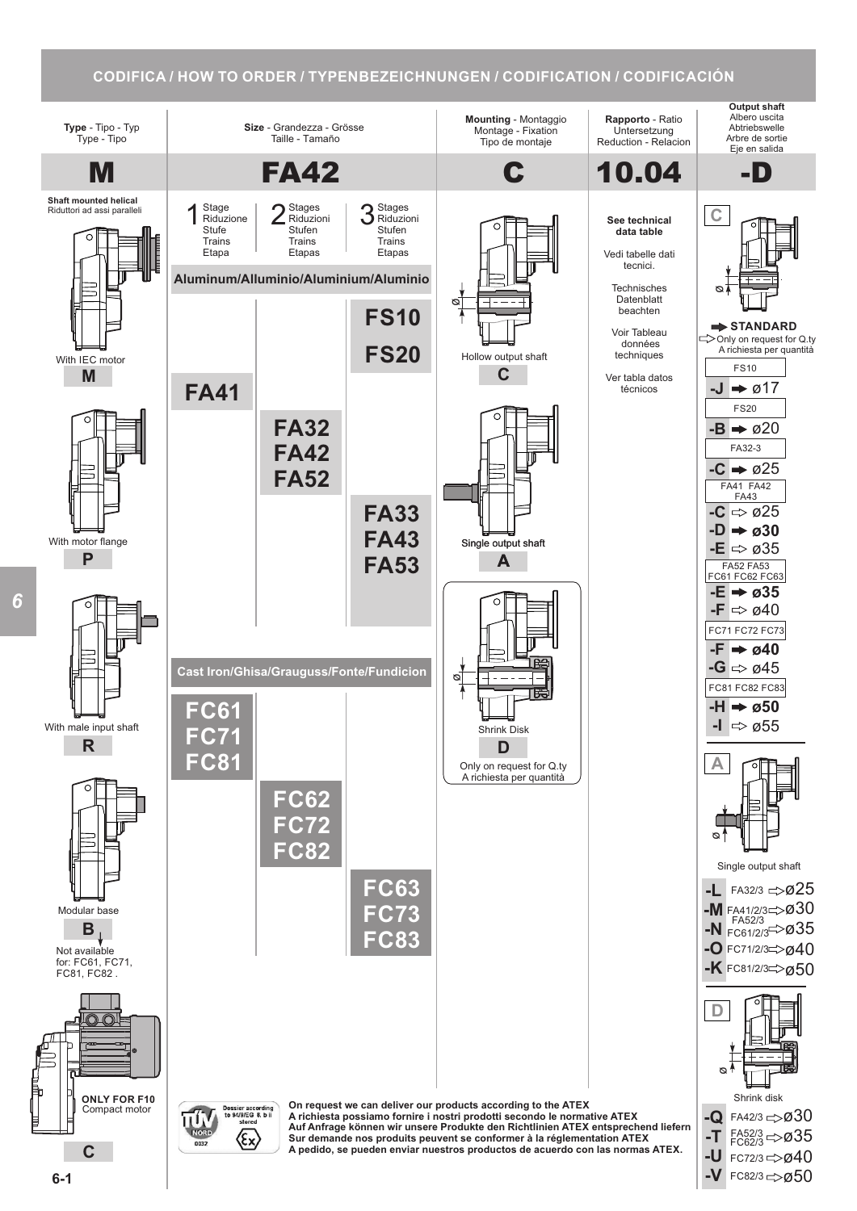## CODIFICA / HOW TO ORDER / TYPENBEZEICHNUNGEN / CODIFICATION / CODIFICACIÓN

| Type - Tipo - Typ Type - Tipo | Size - Grandezza - Grösse Taille - Tamaño | Mounting - Montaggio Montage - Fixation Tipo de montaje | Rapporto - Ratio Untersetzung Reduction - Relacion | Output shaft Albero uscita Abtriebswelle Arbre de sortie Eje en salida |
|---|---|---|---|---|
| **M** | **FA42** | **C** | **10.04** | **-D** |

### Type

**Shaft mounted helical**
Riduttori ad assi paralleli

- With IEC motor — **M**
- With motor flange — **P**
- With male input shaft — **R**
- Modular base — **B** (Not available for: FC61, FC71, FC81, FC82 .)
- **ONLY FOR F10** Compact motor — **C**

### Size

| 1 Stage Riduzione Stufe Trains Etapa | 2 Stages Riduzioni Stufen Trains Etapas | 3 Stages Riduzioni Stufen Trains Etapas |
|---|---|---|
| **Aluminum/Alluminio/Aluminium/Aluminio** | | |
| | | FS10, FS20 |
| FA41 | | |
| | FA32, FA42, FA52 | |
| | | FA33, FA43, FA53 |
| **Cast Iron/Ghisa/Grauguss/Fonte/Fundicion** | | |
| FC61, FC71, FC81 | | |
| | FC62, FC72, FC82 | |
| | | FC63, FC73, FC83 |

### Mounting

- Hollow output shaft — **C**
- Single output shaft — **A**
- Shrink Disk — **D** (Only on request for Q.ty / A richiesta per quantità)

### Ratio

**See technical data table**

Vedi tabelle dati tecnici.

Technisches Datenblatt beachten

Voir Tableau données techniques

Ver tabla datos técnicos

### Output shaft

**C** (Ø)

➡ **STANDARD**
⇨ Only on request for Q.ty / A richiesta per quantità

| Size | Code | Ø |
|---|---|---|
| FS10 | -J ➡ | ø17 |
| FS20 | -B ➡ | ø20 |
| FA32-3 | -C ➡ | ø25 |
| FA41 FA42 FA43 | -C ⇨ | ø25 |
| | -D ➡ | **ø30** |
| | -E ⇨ | ø35 |
| FA52 FA53 FC61 FC62 FC63 | -E ➡ | **ø35** |
| | -F ⇨ | ø40 |
| FC71 FC72 FC73 | -F ➡ | **ø40** |
| | -G ⇨ | ø45 |
| FC81 FC82 FC83 | -H ➡ | **ø50** |
| | -I ⇨ | ø55 |

**A** — Single output shaft

| Code | Size | Ø |
|---|---|---|
| -L | FA32/3 | ø25 |
| -M | FA41/2/3 | ø30 |
| -N | FA52/3 FC61/2/3 | ø35 |
| -O | FC71/2/3 | ø40 |
| -K | FC81/2/3 | ø50 |

**D** — Shrink disk

| Code | Size | Ø |
|---|---|---|
| -Q | FA42/3 | ø30 |
| -T | FA52/3 FC62/3 | ø35 |
| -U | FC72/3 | ø40 |
| -V | FC82/3 | ø50 |

TÜV NORD 0032 — Dossier according to 94/9/EG 8. b ii stored

**On request we can deliver our products according to the ATEX**
**A richiesta possiamo fornire i nostri prodotti secondo le normative ATEX**
**Auf Anfrage können wir unsere Produkte den Richtlinien ATEX entsprechend liefern**
**Sur demande nos produits peuvent se conformer à la réglementation ATEX**
**A pedido, se pueden enviar nuestros productos de acuerdo con las normas ATEX.**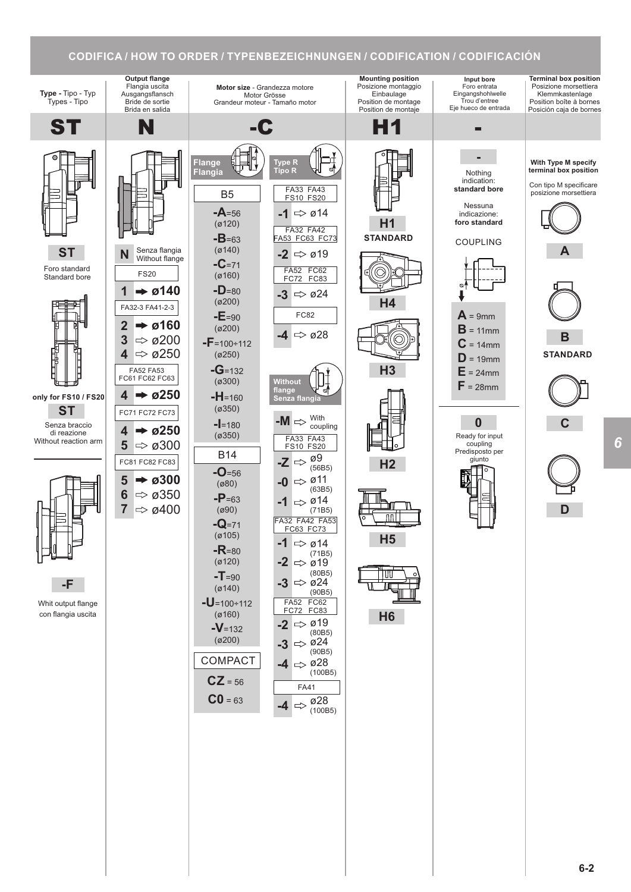## CODIFICA / HOW TO ORDER / TYPENBEZEICHNUNGEN / CODIFICATION / CODIFICACIÓN

| Type - Tipo - Typ Types - Tipo | Output flange Flangia uscita Ausgangsflansch Bride de sortie Brida en salida | Motor size - Grandezza motore Motor Grösse Grandeur moteur - Tamaño motor | Mounting position Posizione montaggio Einbaulage Position de montage Position de montaje | Input bore Foro entrata Eingangshohlwelle Trou d'entree Eje hueco de entrada | Terminal box position Posizione morsettiera Klemmkastenlage Position boîte à bornes Posición caja de bornes |
|---|---|---|---|---|---|
| ST | N | -C | H1 | - | |

### Type

**ST** – Foro standard / Standard bore

only for FS10 / FS20
**ST** – Senza braccio di reazione / Without reaction arm

**-F** – Whit output flange / con flangia uscita

### Output flange

**N** – Senza flangia / Without flange

FS20
- **1** ➡ **ø140**

FA32-3 FA41-2-3
- **2** ➡ **ø160**
- **3** ⇨ ø200
- **4** ⇨ ø250

FA52 FA53 FC61 FC62 FC63
- **4** ➡ **ø250**

FC71 FC72 FC73
- **4** ➡ **ø250**
- **5** ⇨ ø300

FC81 FC82 FC83
- **5** ➡ **ø300**
- **6** ⇨ ø350
- **7** ⇨ ø400

### Motor size

**Flange / Flangia**

B5
- **-A**=56 (ø120)
- **-B**=63 (ø140)
- **-C**=71 (ø160)
- **-D**=80 (ø200)
- **-E**=90 (ø200)
- **-F**=100÷112 (ø250)
- **-G**=132 (ø300)
- **-H**=160 (ø350)
- **-I**=180 (ø350)

B14
- **-O**=56 (ø80)
- **-P**=63 (ø90)
- **-Q**=71 (ø105)
- **-R**=80 (ø120)
- **-T**=90 (ø140)
- **-U**=100÷112 (ø160)
- **-V**=132 (ø200)

COMPACT
- **CZ** = 56
- **C0** = 63

**Type R / Tipo R**

FA33 FA43 FS10 FS20
- **-1** ⇨ ø14

FA32 FA42 FA53 FC63 FC73
- **-2** ⇨ ø19

FA52 FC62 FC72 FC83
- **-3** ⇨ ø24

FC82
- **-4** ⇨ ø28

**Without flange / Senza flangia**

- **-M** ⇨ With coupling

FA33 FA43 FS10 FS20
- **-Z** ⇨ ø9 (56B5)
- **-0** ⇨ ø11 (63B5)
- **-1** ⇨ ø14 (71B5)

FA32 FA42 FA53 FC63 FC73
- **-1** ⇨ ø14 (71B5)
- **-2** ⇨ ø19 (80B5)
- **-3** ⇨ ø24 (90B5)

FA52 FC62 FC72 FC83
- **-2** ⇨ ø19 (80B5)
- **-3** ⇨ ø24 (90B5)
- **-4** ⇨ ø28 (100B5)

FA41
- **-4** ⇨ ø28 (100B5)

### Mounting position

- **H1** STANDARD
- **H4**
- **H3**
- **H2**
- **H5**
- **H6**

### Input bore

**-** Nothing indication: **standard bore**
Nessuna indicazione: **foro standard**

COUPLING
- **A** = 9mm
- **B** = 11mm
- **C** = 14mm
- **D** = 19mm
- **E** = 24mm
- **F** = 28mm

**0** Ready for input coupling / Predisposto per giunto

### Terminal box position

**With Type M specify terminal box position**
Con tipo M specificare posizione morsettiera

- **A**
- **B** STANDARD
- **C**
- **D**